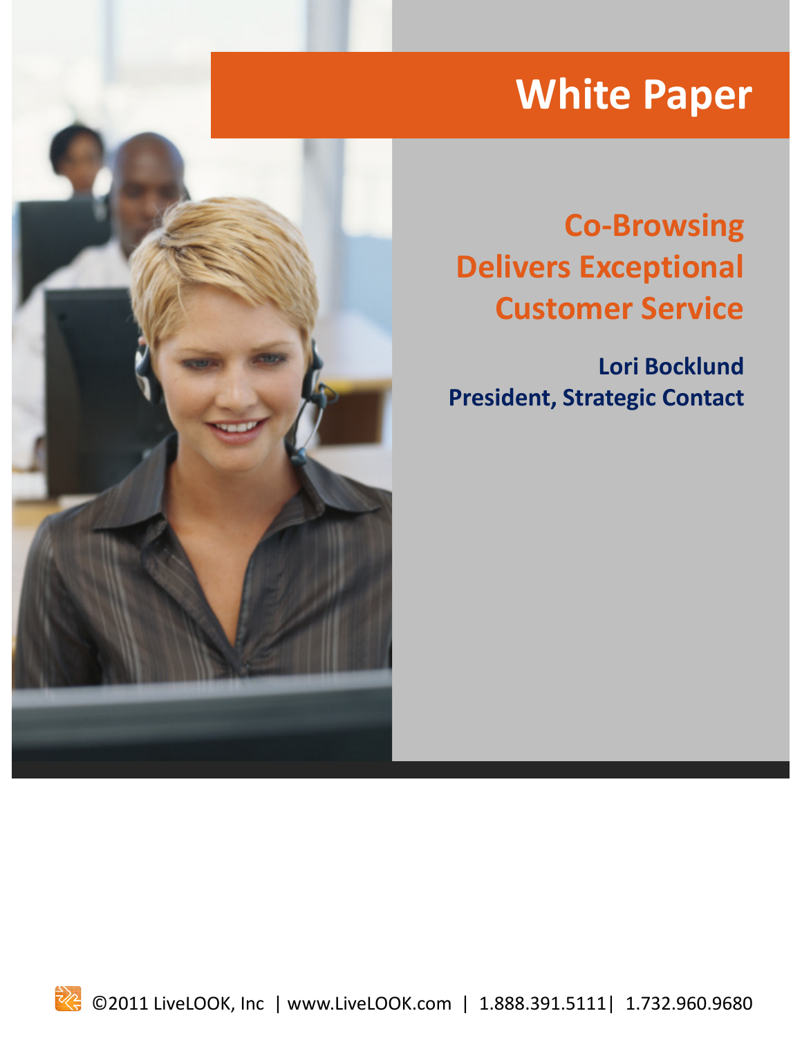# White Paper

## Co-Browsing Delivers Exceptional Customer Service

**Lori Bocklund**
**President, Strategic Contact**

©2011 LiveLOOK, Inc | www.LiveLOOK.com | 1.888.391.5111| 1.732.960.9680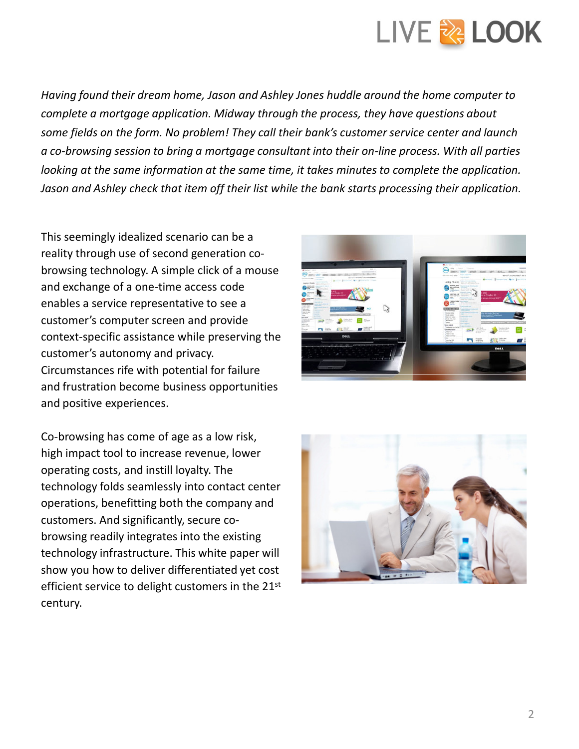*Having found their dream home, Jason and Ashley Jones huddle around the home computer to complete a mortgage application. Midway through the process, they have questions about some fields on the form. No problem! They call their bank's customer service center and launch a co-browsing session to bring a mortgage consultant into their on-line process. With all parties looking at the same information at the same time, it takes minutes to complete the application. Jason and Ashley check that item off their list while the bank starts processing their application.*

This seemingly idealized scenario can be a reality through use of second generation co-browsing technology. A simple click of a mouse and exchange of a one-time access code enables a service representative to see a customer's computer screen and provide context-specific assistance while preserving the customer's autonomy and privacy. Circumstances rife with potential for failure and frustration become business opportunities and positive experiences.

Co-browsing has come of age as a low risk, high impact tool to increase revenue, lower operating costs, and instill loyalty. The technology folds seamlessly into contact center operations, benefitting both the company and customers. And significantly, secure co-browsing readily integrates into the existing technology infrastructure. This white paper will show you how to deliver differentiated yet cost efficient service to delight customers in the 21st century.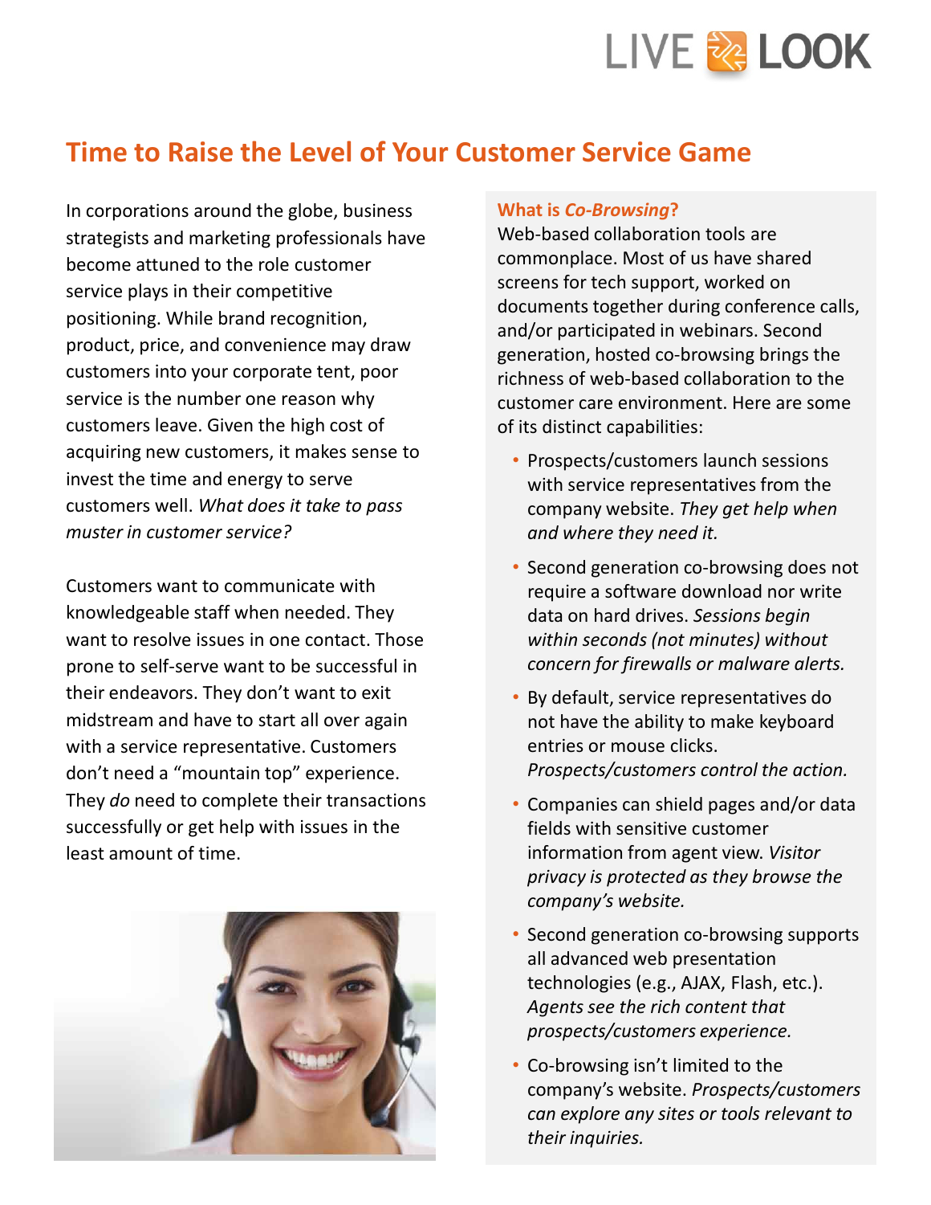# Time to Raise the Level of Your Customer Service Game

In corporations around the globe, business strategists and marketing professionals have become attuned to the role customer service plays in their competitive positioning. While brand recognition, product, price, and convenience may draw customers into your corporate tent, poor service is the number one reason why customers leave. Given the high cost of acquiring new customers, it makes sense to invest the time and energy to serve customers well. *What does it take to pass muster in customer service?*

Customers want to communicate with knowledgeable staff when needed. They want to resolve issues in one contact. Those prone to self-serve want to be successful in their endeavors. They don't want to exit midstream and have to start all over again with a service representative. Customers don't need a "mountain top" experience. They *do* need to complete their transactions successfully or get help with issues in the least amount of time.

## What is *Co-Browsing*?

Web-based collaboration tools are commonplace. Most of us have shared screens for tech support, worked on documents together during conference calls, and/or participated in webinars. Second generation, hosted co-browsing brings the richness of web-based collaboration to the customer care environment. Here are some of its distinct capabilities:

- Prospects/customers launch sessions with service representatives from the company website. *They get help when and where they need it.*
- Second generation co-browsing does not require a software download nor write data on hard drives. *Sessions begin within seconds (not minutes) without concern for firewalls or malware alerts.*
- By default, service representatives do not have the ability to make keyboard entries or mouse clicks. *Prospects/customers control the action.*
- Companies can shield pages and/or data fields with sensitive customer information from agent view. *Visitor privacy is protected as they browse the company's website.*
- Second generation co-browsing supports all advanced web presentation technologies (e.g., AJAX, Flash, etc.). *Agents see the rich content that prospects/customers experience.*
- Co-browsing isn't limited to the company's website. *Prospects/customers can explore any sites or tools relevant to their inquiries.*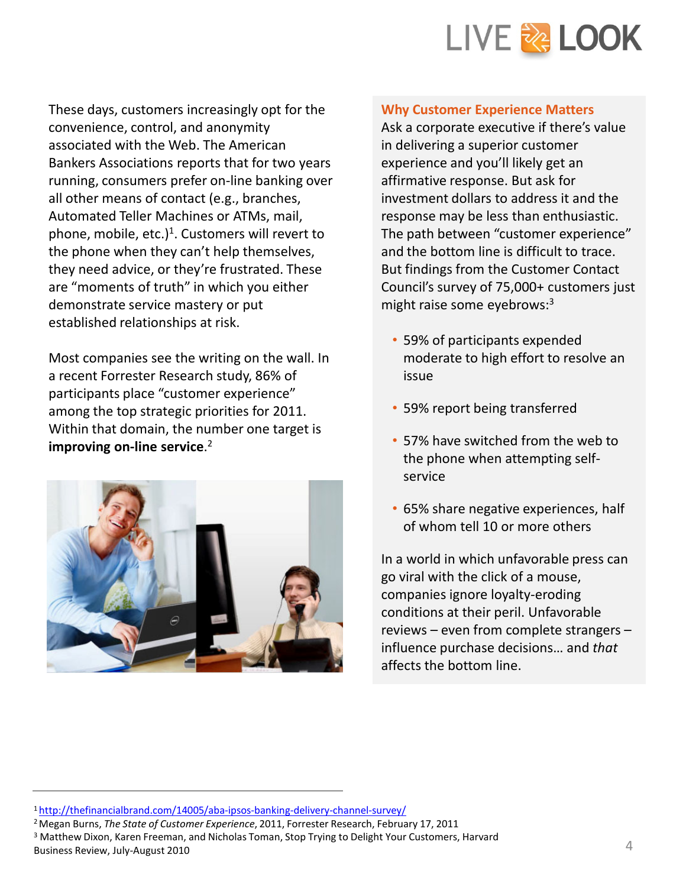These days, customers increasingly opt for the convenience, control, and anonymity associated with the Web. The American Bankers Associations reports that for two years running, consumers prefer on-line banking over all other means of contact (e.g., branches, Automated Teller Machines or ATMs, mail, phone, mobile, etc.)[1]. Customers will revert to the phone when they can't help themselves, they need advice, or they're frustrated. These are "moments of truth" in which you either demonstrate service mastery or put established relationships at risk.

Most companies see the writing on the wall. In a recent Forrester Research study, 86% of participants place "customer experience" among the top strategic priorities for 2011. Within that domain, the number one target is **improving on-line service**.[2]

## Why Customer Experience Matters

Ask a corporate executive if there's value in delivering a superior customer experience and you'll likely get an affirmative response. But ask for investment dollars to address it and the response may be less than enthusiastic. The path between "customer experience" and the bottom line is difficult to trace. But findings from the Customer Contact Council's survey of 75,000+ customers just might raise some eyebrows:[3]

- 59% of participants expended moderate to high effort to resolve an issue
- 59% report being transferred
- 57% have switched from the web to the phone when attempting self-service
- 65% share negative experiences, half of whom tell 10 or more others

In a world in which unfavorable press can go viral with the click of a mouse, companies ignore loyalty-eroding conditions at their peril. Unfavorable reviews – even from complete strangers – influence purchase decisions… and *that* affects the bottom line.

---

[1] http://thefinancialbrand.com/14005/aba-ipsos-banking-delivery-channel-survey/

[2] Megan Burns, *The State of Customer Experience*, 2011, Forrester Research, February 17, 2011

[3] Matthew Dixon, Karen Freeman, and Nicholas Toman, Stop Trying to Delight Your Customers, Harvard Business Review, July-August 2010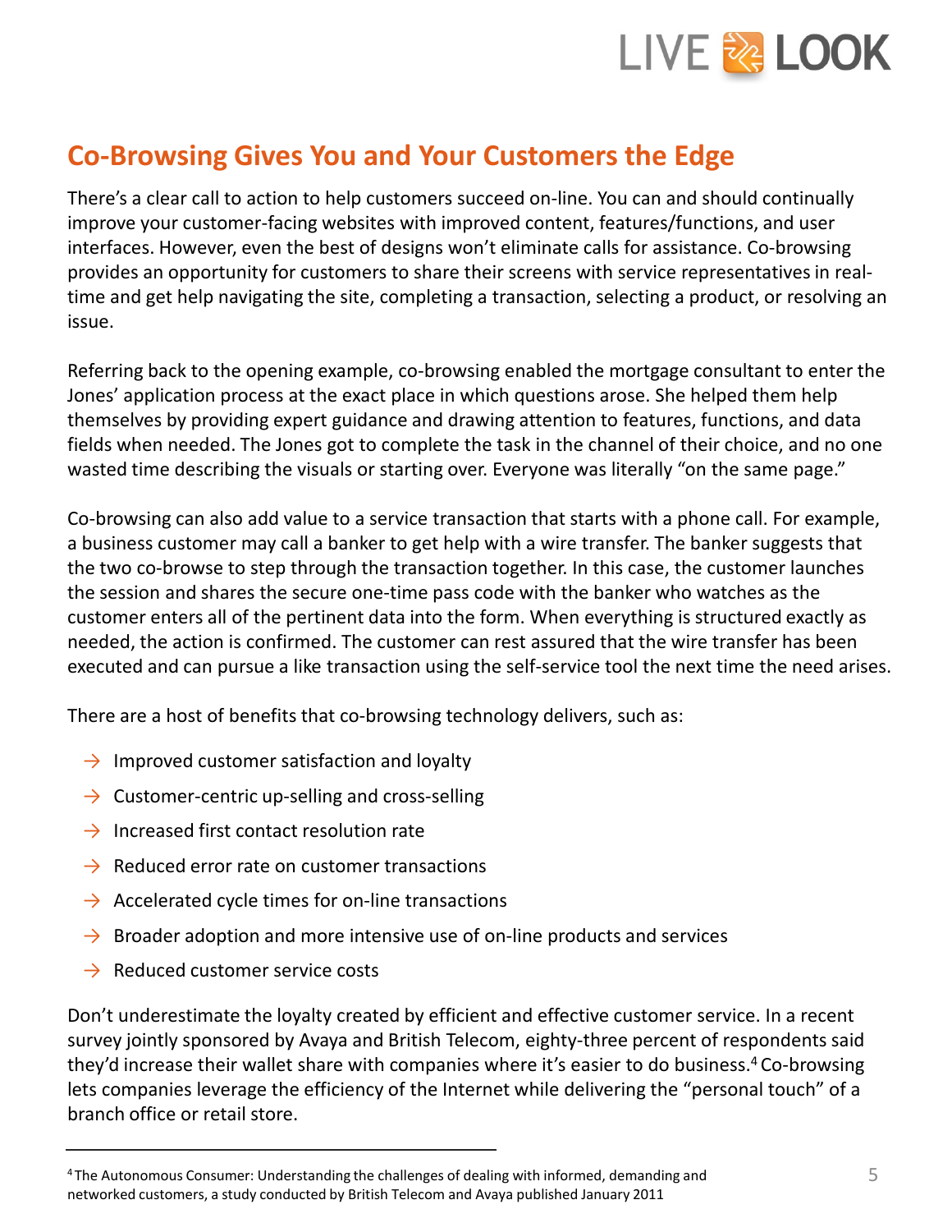## Co-Browsing Gives You and Your Customers the Edge

There's a clear call to action to help customers succeed on-line. You can and should continually improve your customer-facing websites with improved content, features/functions, and user interfaces. However, even the best of designs won't eliminate calls for assistance. Co-browsing provides an opportunity for customers to share their screens with service representatives in real-time and get help navigating the site, completing a transaction, selecting a product, or resolving an issue.

Referring back to the opening example, co-browsing enabled the mortgage consultant to enter the Jones' application process at the exact place in which questions arose. She helped them help themselves by providing expert guidance and drawing attention to features, functions, and data fields when needed. The Jones got to complete the task in the channel of their choice, and no one wasted time describing the visuals or starting over. Everyone was literally "on the same page."

Co-browsing can also add value to a service transaction that starts with a phone call. For example, a business customer may call a banker to get help with a wire transfer. The banker suggests that the two co-browse to step through the transaction together. In this case, the customer launches the session and shares the secure one-time pass code with the banker who watches as the customer enters all of the pertinent data into the form. When everything is structured exactly as needed, the action is confirmed. The customer can rest assured that the wire transfer has been executed and can pursue a like transaction using the self-service tool the next time the need arises.

There are a host of benefits that co-browsing technology delivers, such as:

- Improved customer satisfaction and loyalty
- Customer-centric up-selling and cross-selling
- Increased first contact resolution rate
- Reduced error rate on customer transactions
- Accelerated cycle times for on-line transactions
- Broader adoption and more intensive use of on-line products and services
- Reduced customer service costs

Don't underestimate the loyalty created by efficient and effective customer service. In a recent survey jointly sponsored by Avaya and British Telecom, eighty-three percent of respondents said they'd increase their wallet share with companies where it's easier to do business.[4] Co-browsing lets companies leverage the efficiency of the Internet while delivering the "personal touch" of a branch office or retail store.

---

[4] The Autonomous Consumer: Understanding the challenges of dealing with informed, demanding and networked customers, a study conducted by British Telecom and Avaya published January 2011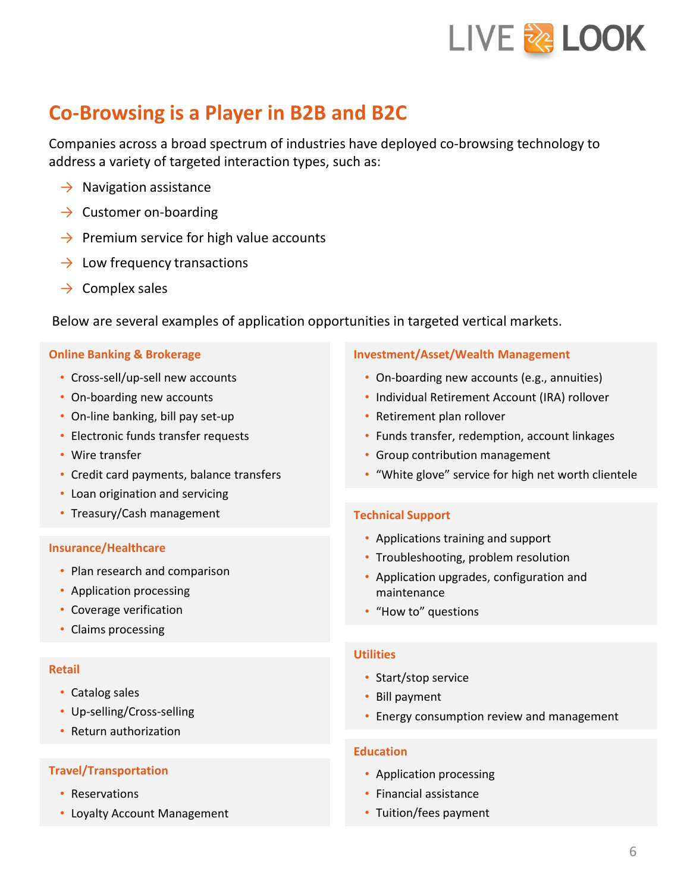## Co-Browsing is a Player in B2B and B2C

Companies across a broad spectrum of industries have deployed co-browsing technology to address a variety of targeted interaction types, such as:

- Navigation assistance
- Customer on-boarding
- Premium service for high value accounts
- Low frequency transactions
- Complex sales

Below are several examples of application opportunities in targeted vertical markets.

### Online Banking & Brokerage

- Cross-sell/up-sell new accounts
- On-boarding new accounts
- On-line banking, bill pay set-up
- Electronic funds transfer requests
- Wire transfer
- Credit card payments, balance transfers
- Loan origination and servicing
- Treasury/Cash management

### Insurance/Healthcare

- Plan research and comparison
- Application processing
- Coverage verification
- Claims processing

### Retail

- Catalog sales
- Up-selling/Cross-selling
- Return authorization

### Travel/Transportation

- Reservations
- Loyalty Account Management

### Investment/Asset/Wealth Management

- On-boarding new accounts (e.g., annuities)
- Individual Retirement Account (IRA) rollover
- Retirement plan rollover
- Funds transfer, redemption, account linkages
- Group contribution management
- "White glove" service for high net worth clientele

### Technical Support

- Applications training and support
- Troubleshooting, problem resolution
- Application upgrades, configuration and maintenance
- "How to" questions

### Utilities

- Start/stop service
- Bill payment
- Energy consumption review and management

### Education

- Application processing
- Financial assistance
- Tuition/fees payment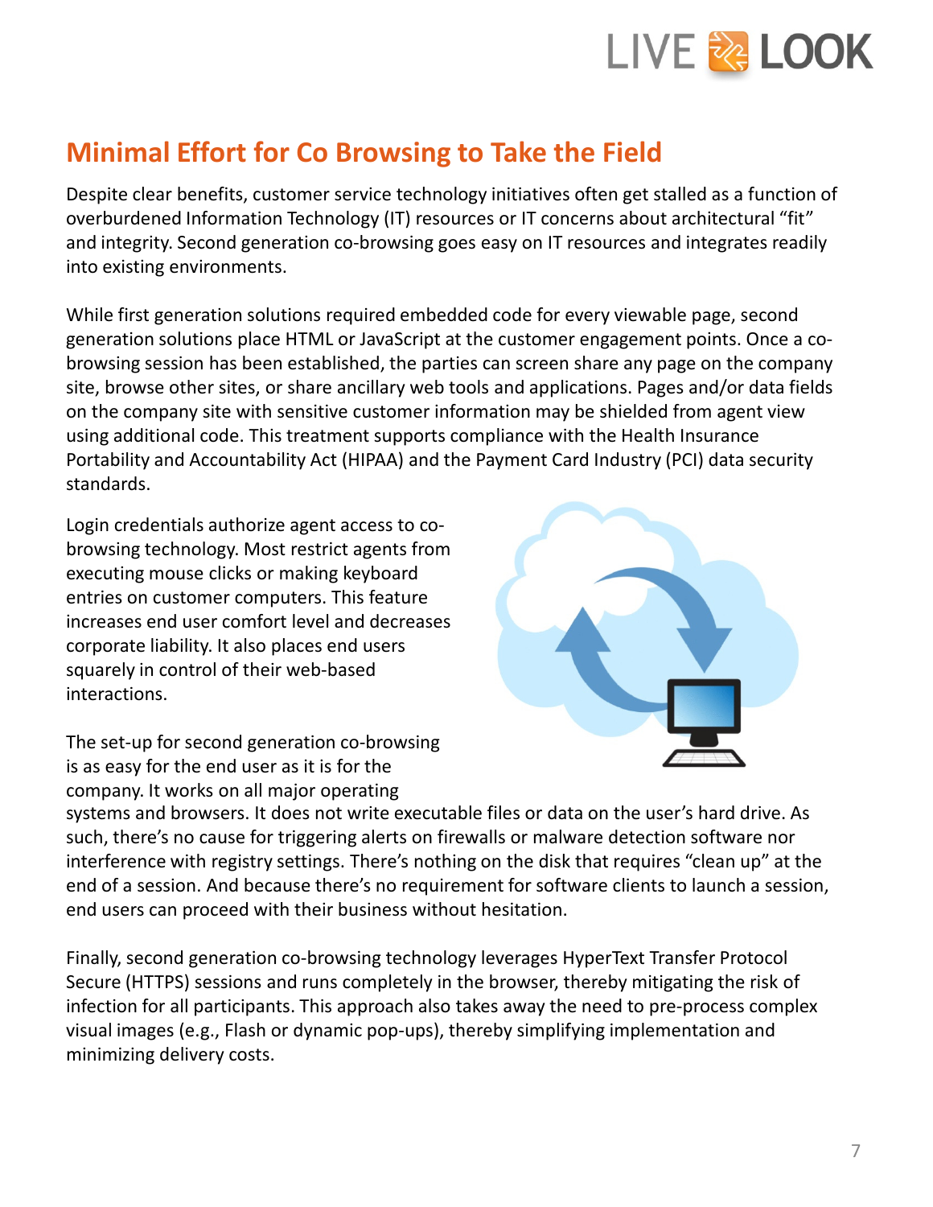## Minimal Effort for Co Browsing to Take the Field

Despite clear benefits, customer service technology initiatives often get stalled as a function of overburdened Information Technology (IT) resources or IT concerns about architectural “fit” and integrity. Second generation co-browsing goes easy on IT resources and integrates readily into existing environments.

While first generation solutions required embedded code for every viewable page, second generation solutions place HTML or JavaScript at the customer engagement points. Once a co-browsing session has been established, the parties can screen share any page on the company site, browse other sites, or share ancillary web tools and applications. Pages and/or data fields on the company site with sensitive customer information may be shielded from agent view using additional code. This treatment supports compliance with the Health Insurance Portability and Accountability Act (HIPAA) and the Payment Card Industry (PCI) data security standards.

Login credentials authorize agent access to co-browsing technology. Most restrict agents from executing mouse clicks or making keyboard entries on customer computers. This feature increases end user comfort level and decreases corporate liability. It also places end users squarely in control of their web-based interactions.

The set-up for second generation co-browsing is as easy for the end user as it is for the company. It works on all major operating systems and browsers. It does not write executable files or data on the user’s hard drive. As such, there’s no cause for triggering alerts on firewalls or malware detection software nor interference with registry settings. There’s nothing on the disk that requires “clean up” at the end of a session. And because there’s no requirement for software clients to launch a session, end users can proceed with their business without hesitation.

Finally, second generation co-browsing technology leverages HyperText Transfer Protocol Secure (HTTPS) sessions and runs completely in the browser, thereby mitigating the risk of infection for all participants. This approach also takes away the need to pre-process complex visual images (e.g., Flash or dynamic pop-ups), thereby simplifying implementation and minimizing delivery costs.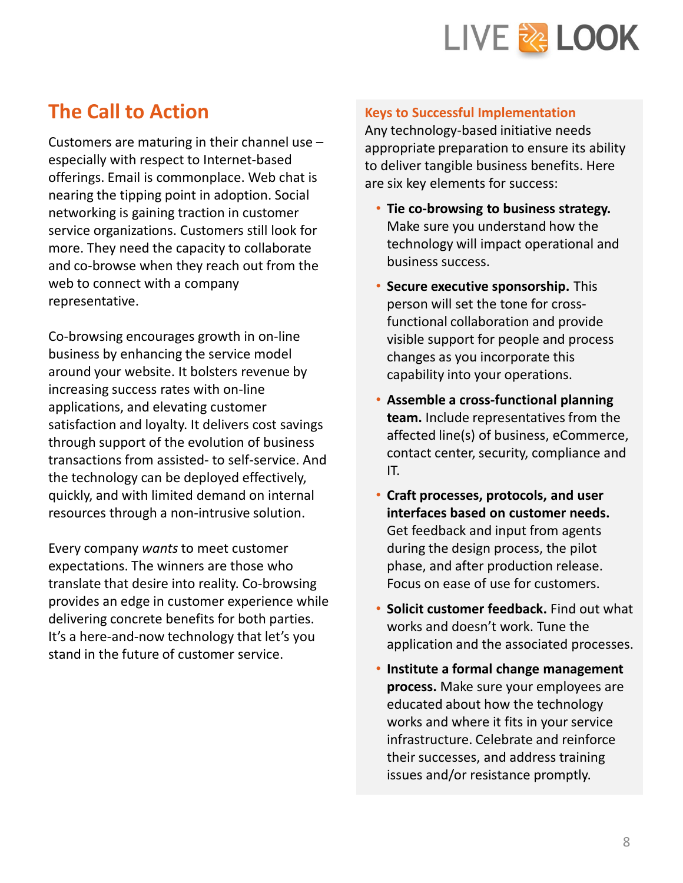## The Call to Action

Customers are maturing in their channel use – especially with respect to Internet-based offerings. Email is commonplace. Web chat is nearing the tipping point in adoption. Social networking is gaining traction in customer service organizations. Customers still look for more. They need the capacity to collaborate and co-browse when they reach out from the web to connect with a company representative.

Co-browsing encourages growth in on-line business by enhancing the service model around your website. It bolsters revenue by increasing success rates with on-line applications, and elevating customer satisfaction and loyalty. It delivers cost savings through support of the evolution of business transactions from assisted- to self-service. And the technology can be deployed effectively, quickly, and with limited demand on internal resources through a non-intrusive solution.

Every company *wants* to meet customer expectations. The winners are those who translate that desire into reality. Co-browsing provides an edge in customer experience while delivering concrete benefits for both parties. It's a here-and-now technology that let's you stand in the future of customer service.

### Keys to Successful Implementation

Any technology-based initiative needs appropriate preparation to ensure its ability to deliver tangible business benefits. Here are six key elements for success:

- **Tie co-browsing to business strategy.** Make sure you understand how the technology will impact operational and business success.
- **Secure executive sponsorship.** This person will set the tone for cross-functional collaboration and provide visible support for people and process changes as you incorporate this capability into your operations.
- **Assemble a cross-functional planning team.** Include representatives from the affected line(s) of business, eCommerce, contact center, security, compliance and IT.
- **Craft processes, protocols, and user interfaces based on customer needs.** Get feedback and input from agents during the design process, the pilot phase, and after production release. Focus on ease of use for customers.
- **Solicit customer feedback.** Find out what works and doesn't work. Tune the application and the associated processes.
- **Institute a formal change management process.** Make sure your employees are educated about how the technology works and where it fits in your service infrastructure. Celebrate and reinforce their successes, and address training issues and/or resistance promptly.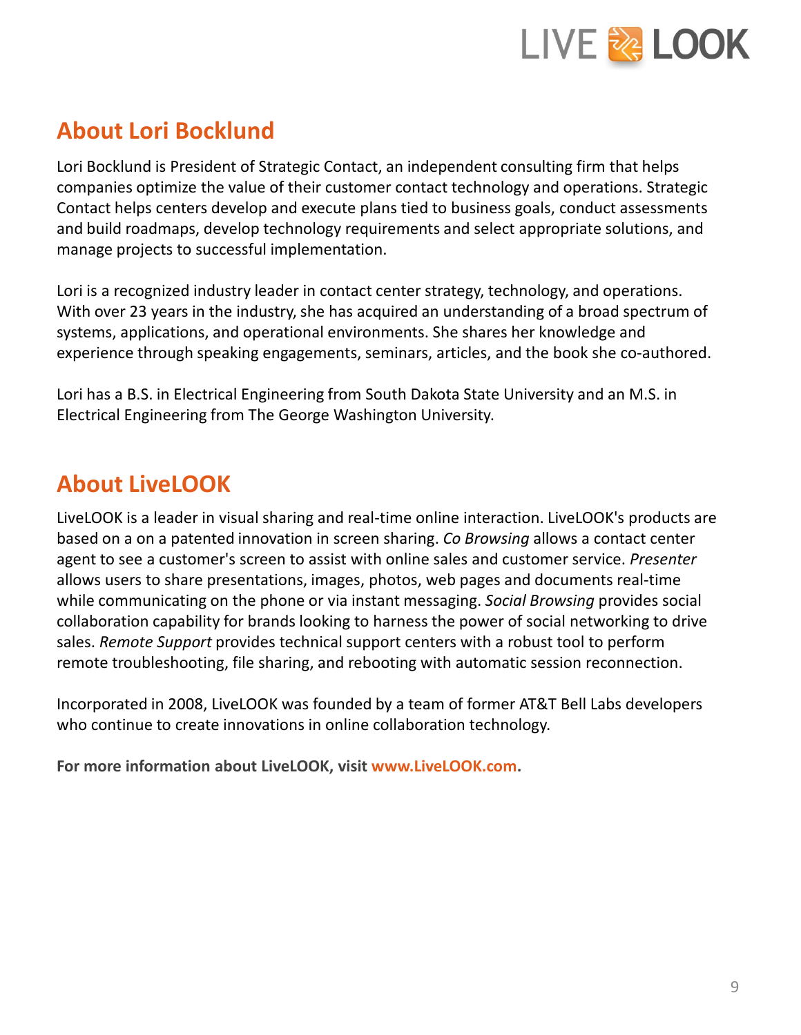## About Lori Bocklund

Lori Bocklund is President of Strategic Contact, an independent consulting firm that helps companies optimize the value of their customer contact technology and operations. Strategic Contact helps centers develop and execute plans tied to business goals, conduct assessments and build roadmaps, develop technology requirements and select appropriate solutions, and manage projects to successful implementation.

Lori is a recognized industry leader in contact center strategy, technology, and operations. With over 23 years in the industry, she has acquired an understanding of a broad spectrum of systems, applications, and operational environments. She shares her knowledge and experience through speaking engagements, seminars, articles, and the book she co-authored.

Lori has a B.S. in Electrical Engineering from South Dakota State University and an M.S. in Electrical Engineering from The George Washington University.

## About LiveLOOK

LiveLOOK is a leader in visual sharing and real-time online interaction. LiveLOOK's products are based on a on a patented innovation in screen sharing. *Co Browsing* allows a contact center agent to see a customer's screen to assist with online sales and customer service. *Presenter* allows users to share presentations, images, photos, web pages and documents real-time while communicating on the phone or via instant messaging. *Social Browsing* provides social collaboration capability for brands looking to harness the power of social networking to drive sales. *Remote Support* provides technical support centers with a robust tool to perform remote troubleshooting, file sharing, and rebooting with automatic session reconnection.

Incorporated in 2008, LiveLOOK was founded by a team of former AT&T Bell Labs developers who continue to create innovations in online collaboration technology.

**For more information about LiveLOOK, visit www.LiveLOOK.com.**